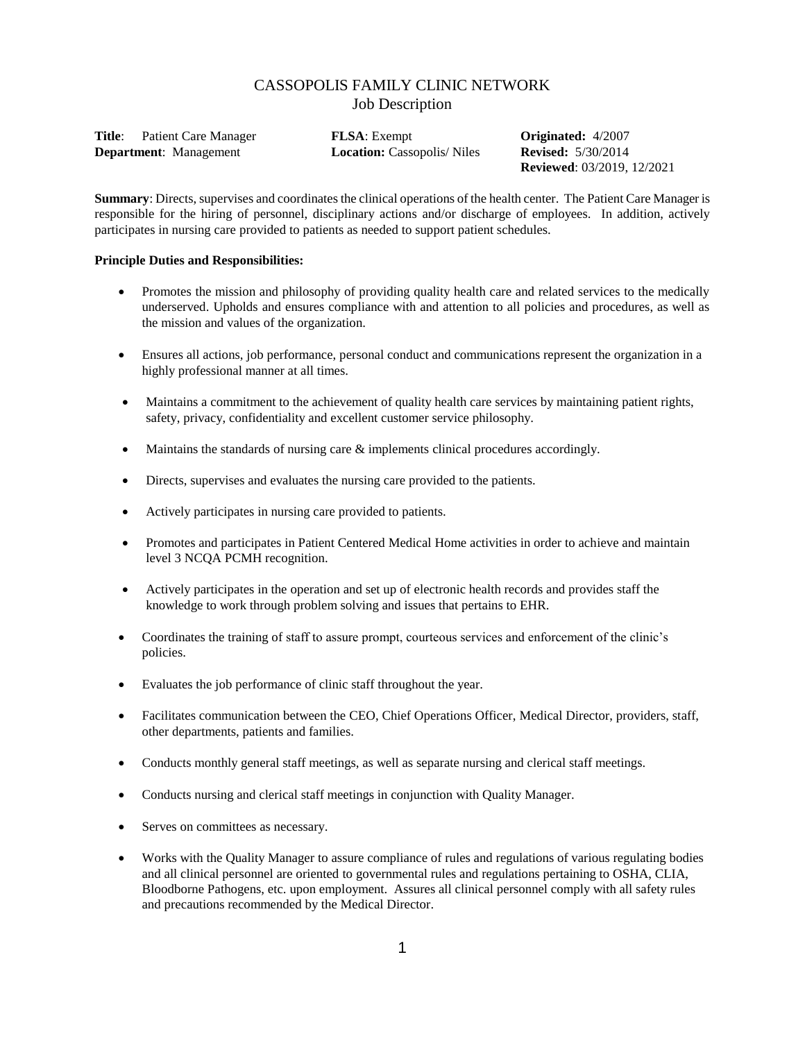# CASSOPOLIS FAMILY CLINIC NETWORK
## Job Description

| | | |
|---|---|---|
| **Title**: Patient Care Manager | **FLSA**: Exempt | **Originated:** 4/2007 |
| **Department**: Management | **Location:** Cassopolis/ Niles | **Revised:** 5/30/2014 |
| | | **Reviewed**: 03/2019, 12/2021 |

**Summary**: Directs, supervises and coordinates the clinical operations of the health center. The Patient Care Manager is responsible for the hiring of personnel, disciplinary actions and/or discharge of employees. In addition, actively participates in nursing care provided to patients as needed to support patient schedules.

**Principle Duties and Responsibilities:**

- Promotes the mission and philosophy of providing quality health care and related services to the medically underserved. Upholds and ensures compliance with and attention to all policies and procedures, as well as the mission and values of the organization.
- Ensures all actions, job performance, personal conduct and communications represent the organization in a highly professional manner at all times.
- Maintains a commitment to the achievement of quality health care services by maintaining patient rights, safety, privacy, confidentiality and excellent customer service philosophy.
- Maintains the standards of nursing care & implements clinical procedures accordingly.
- Directs, supervises and evaluates the nursing care provided to the patients.
- Actively participates in nursing care provided to patients.
- Promotes and participates in Patient Centered Medical Home activities in order to achieve and maintain level 3 NCQA PCMH recognition.
- Actively participates in the operation and set up of electronic health records and provides staff the knowledge to work through problem solving and issues that pertains to EHR.
- Coordinates the training of staff to assure prompt, courteous services and enforcement of the clinic's policies.
- Evaluates the job performance of clinic staff throughout the year.
- Facilitates communication between the CEO, Chief Operations Officer, Medical Director, providers, staff, other departments, patients and families.
- Conducts monthly general staff meetings, as well as separate nursing and clerical staff meetings.
- Conducts nursing and clerical staff meetings in conjunction with Quality Manager.
- Serves on committees as necessary.
- Works with the Quality Manager to assure compliance of rules and regulations of various regulating bodies and all clinical personnel are oriented to governmental rules and regulations pertaining to OSHA, CLIA, Bloodborne Pathogens, etc. upon employment. Assures all clinical personnel comply with all safety rules and precautions recommended by the Medical Director.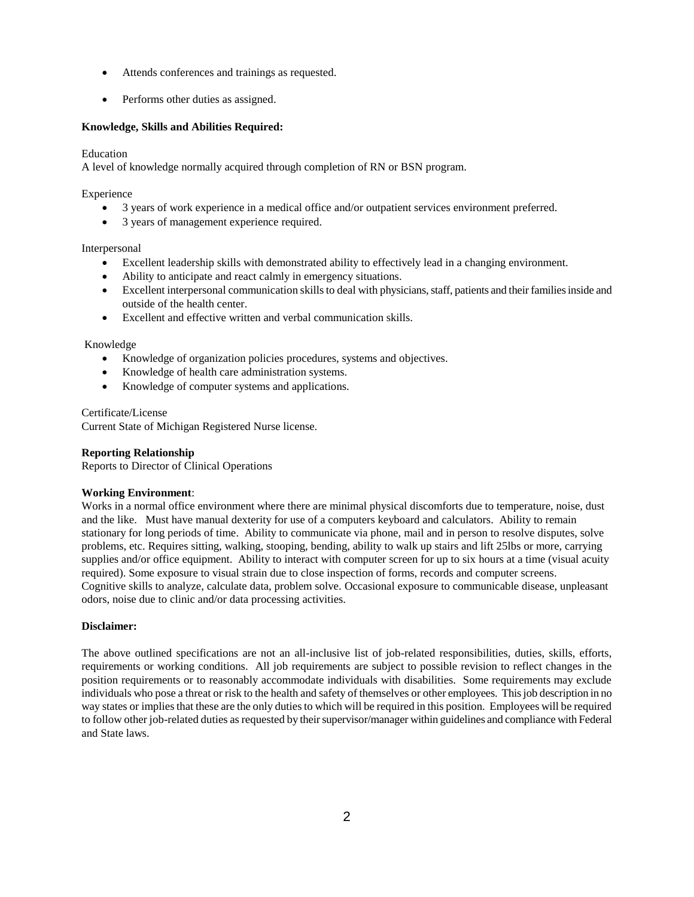- Attends conferences and trainings as requested.
- Performs other duties as assigned.

**Knowledge, Skills and Abilities Required:**

Education
A level of knowledge normally acquired through completion of RN or BSN program.

Experience

- 3 years of work experience in a medical office and/or outpatient services environment preferred.
- 3 years of management experience required.

Interpersonal

- Excellent leadership skills with demonstrated ability to effectively lead in a changing environment.
- Ability to anticipate and react calmly in emergency situations.
- Excellent interpersonal communication skills to deal with physicians, staff, patients and their families inside and outside of the health center.
- Excellent and effective written and verbal communication skills.

Knowledge

- Knowledge of organization policies procedures, systems and objectives.
- Knowledge of health care administration systems.
- Knowledge of computer systems and applications.

Certificate/License
Current State of Michigan Registered Nurse license.

**Reporting Relationship**
Reports to Director of Clinical Operations

**Working Environment**:
Works in a normal office environment where there are minimal physical discomforts due to temperature, noise, dust and the like. Must have manual dexterity for use of a computers keyboard and calculators. Ability to remain stationary for long periods of time. Ability to communicate via phone, mail and in person to resolve disputes, solve problems, etc. Requires sitting, walking, stooping, bending, ability to walk up stairs and lift 25lbs or more, carrying supplies and/or office equipment. Ability to interact with computer screen for up to six hours at a time (visual acuity required). Some exposure to visual strain due to close inspection of forms, records and computer screens. Cognitive skills to analyze, calculate data, problem solve. Occasional exposure to communicable disease, unpleasant odors, noise due to clinic and/or data processing activities.

**Disclaimer:**

The above outlined specifications are not an all-inclusive list of job-related responsibilities, duties, skills, efforts, requirements or working conditions. All job requirements are subject to possible revision to reflect changes in the position requirements or to reasonably accommodate individuals with disabilities. Some requirements may exclude individuals who pose a threat or risk to the health and safety of themselves or other employees. This job description in no way states or implies that these are the only duties to which will be required in this position. Employees will be required to follow other job-related duties as requested by their supervisor/manager within guidelines and compliance with Federal and State laws.